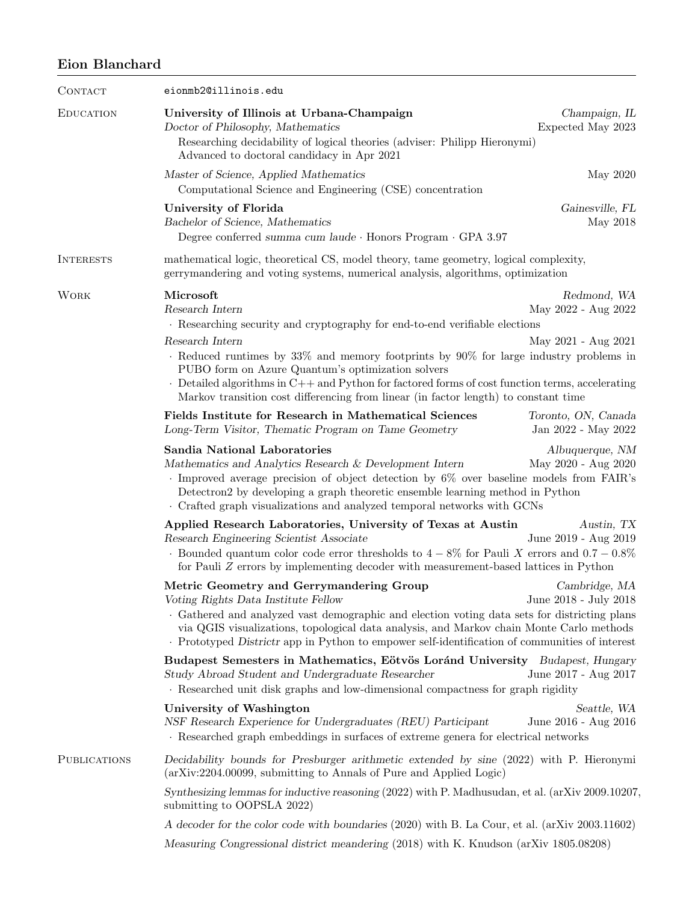# Eion Blanchard

## Contact

eionmb2@illinois.edu

## Education

**University of Illinois at Urbana-Champaign** — *Champaign, IL*

*Doctor of Philosophy, Mathematics* — Expected May 2023

Researching decidability of logical theories (adviser: Philipp Hieronymi)
Advanced to doctoral candidacy in Apr 2021

*Master of Science, Applied Mathematics* — May 2020

Computational Science and Engineering (CSE) concentration

**University of Florida** — *Gainesville, FL*

*Bachelor of Science, Mathematics* — May 2018

Degree conferred *summa cum laude* · Honors Program · GPA 3.97

## Interests

mathematical logic, theoretical CS, model theory, tame geometry, logical complexity, gerrymandering and voting systems, numerical analysis, algorithms, optimization

## Work

**Microsoft** — *Redmond, WA*

*Research Intern* — May 2022 - Aug 2022

- Researching security and cryptography for end-to-end verifiable elections

*Research Intern* — May 2021 - Aug 2021

- Reduced runtimes by 33% and memory footprints by 90% for large industry problems in PUBO form on Azure Quantum's optimization solvers
- Detailed algorithms in C++ and Python for factored forms of cost function terms, accelerating Markov transition cost differencing from linear (in factor length) to constant time

**Fields Institute for Research in Mathematical Sciences** — *Toronto, ON, Canada*

*Long-Term Visitor, Thematic Program on Tame Geometry* — Jan 2022 - May 2022

**Sandia National Laboratories** — *Albuquerque, NM*

*Mathematics and Analytics Research & Development Intern* — May 2020 - Aug 2020

- Improved average precision of object detection by 6% over baseline models from FAIR's Detectron2 by developing a graph theoretic ensemble learning method in Python
- Crafted graph visualizations and analyzed temporal networks with GCNs

**Applied Research Laboratories, University of Texas at Austin** — *Austin, TX*

*Research Engineering Scientist Associate* — June 2019 - Aug 2019

- Bounded quantum color code error thresholds to $4-8\%$ for Pauli $X$ errors and $0.7-0.8\%$ for Pauli $Z$ errors by implementing decoder with measurement-based lattices in Python

**Metric Geometry and Gerrymandering Group** — *Cambridge, MA*

*Voting Rights Data Institute Fellow* — June 2018 - July 2018

- Gathered and analyzed vast demographic and election voting data sets for districting plans via QGIS visualizations, topological data analysis, and Markov chain Monte Carlo methods
- Prototyped *Districtr* app in Python to empower self-identification of communities of interest

**Budapest Semesters in Mathematics, Eötvös Loránd University** — *Budapest, Hungary*

*Study Abroad Student and Undergraduate Researcher* — June 2017 - Aug 2017

- Researched unit disk graphs and low-dimensional compactness for graph rigidity

**University of Washington** — *Seattle, WA*

*NSF Research Experience for Undergraduates (REU) Participant* — June 2016 - Aug 2016

- Researched graph embeddings in surfaces of extreme genera for electrical networks

## Publications

*Decidability bounds for Presburger arithmetic extended by sine* (2022) with P. Hieronymi (arXiv:2204.00099, submitting to Annals of Pure and Applied Logic)

*Synthesizing lemmas for inductive reasoning* (2022) with P. Madhusudan, et al. (arXiv 2009.10207, submitting to OOPSLA 2022)

*A decoder for the color code with boundaries* (2020) with B. La Cour, et al. (arXiv 2003.11602)

*Measuring Congressional district meandering* (2018) with K. Knudson (arXiv 1805.08208)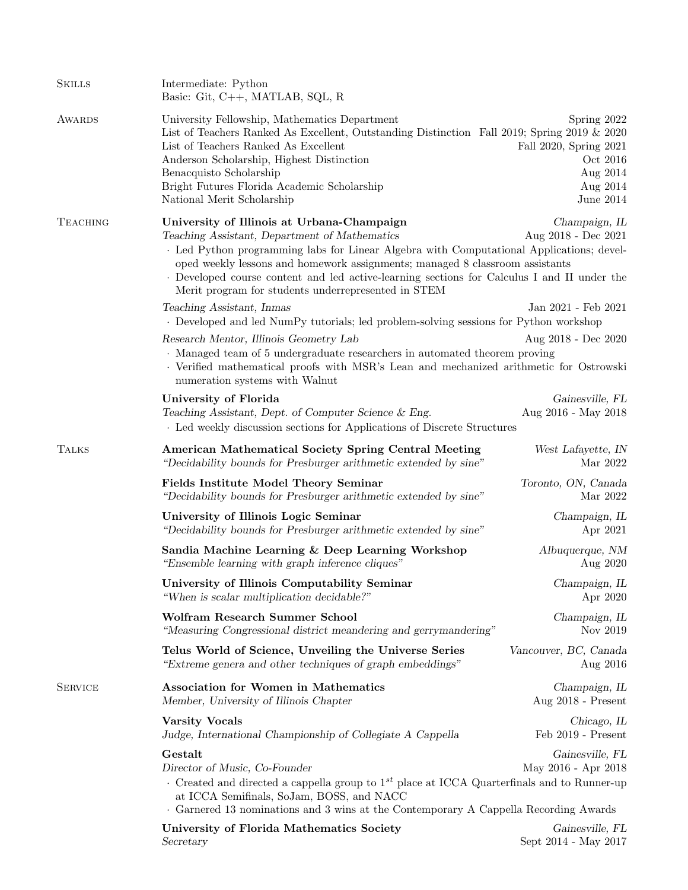## Skills

Intermediate: Python
Basic: Git, C++, MATLAB, SQL, R

## Awards

University Fellowship, Mathematics Department — Spring 2022
List of Teachers Ranked As Excellent, Outstanding Distinction — Fall 2019; Spring 2019 & 2020
List of Teachers Ranked As Excellent — Fall 2020, Spring 2021
Anderson Scholarship, Highest Distinction — Oct 2016
Benacquisto Scholarship — Aug 2014
Bright Futures Florida Academic Scholarship — Aug 2014
National Merit Scholarship — June 2014

## Teaching

**University of Illinois at Urbana-Champaign** — *Champaign, IL*
*Teaching Assistant, Department of Mathematics* — Aug 2018 - Dec 2021

- Led Python programming labs for Linear Algebra with Computational Applications; developed weekly lessons and homework assignments; managed 8 classroom assistants
- Developed course content and led active-learning sections for Calculus I and II under the Merit program for students underrepresented in STEM

*Teaching Assistant, Inmas* — Jan 2021 - Feb 2021

- Developed and led NumPy tutorials; led problem-solving sessions for Python workshop

*Research Mentor, Illinois Geometry Lab* — Aug 2018 - Dec 2020

- Managed team of 5 undergraduate researchers in automated theorem proving
- Verified mathematical proofs with MSR's Lean and mechanized arithmetic for Ostrowski numeration systems with Walnut

**University of Florida** — *Gainesville, FL*
*Teaching Assistant, Dept. of Computer Science & Eng.* — Aug 2016 - May 2018

- Led weekly discussion sections for Applications of Discrete Structures

## Talks

**American Mathematical Society Spring Central Meeting** — *West Lafayette, IN*
*"Decidability bounds for Presburger arithmetic extended by sine"* — Mar 2022

**Fields Institute Model Theory Seminar** — *Toronto, ON, Canada*
*"Decidability bounds for Presburger arithmetic extended by sine"* — Mar 2022

**University of Illinois Logic Seminar** — *Champaign, IL*
*"Decidability bounds for Presburger arithmetic extended by sine"* — Apr 2021

**Sandia Machine Learning & Deep Learning Workshop** — *Albuquerque, NM*
*"Ensemble learning with graph inference cliques"* — Aug 2020

**University of Illinois Computability Seminar** — *Champaign, IL*
*"When is scalar multiplication decidable?"* — Apr 2020

**Wolfram Research Summer School** — *Champaign, IL*
*"Measuring Congressional district meandering and gerrymandering"* — Nov 2019

**Telus World of Science, Unveiling the Universe Series** — *Vancouver, BC, Canada*
*"Extreme genera and other techniques of graph embeddings"* — Aug 2016

## Service

**Association for Women in Mathematics** — *Champaign, IL*
*Member, University of Illinois Chapter* — Aug 2018 - Present

**Varsity Vocals** — *Chicago, IL*
*Judge, International Championship of Collegiate A Cappella* — Feb 2019 - Present

**Gestalt** — *Gainesville, FL*
*Director of Music, Co-Founder* — May 2016 - Apr 2018

- Created and directed a cappella group to 1st place at ICCA Quarterfinals and to Runner-up at ICCA Semifinals, SoJam, BOSS, and NACC
- Garnered 13 nominations and 3 wins at the Contemporary A Cappella Recording Awards

**University of Florida Mathematics Society** — *Gainesville, FL*
*Secretary* — Sept 2014 - May 2017